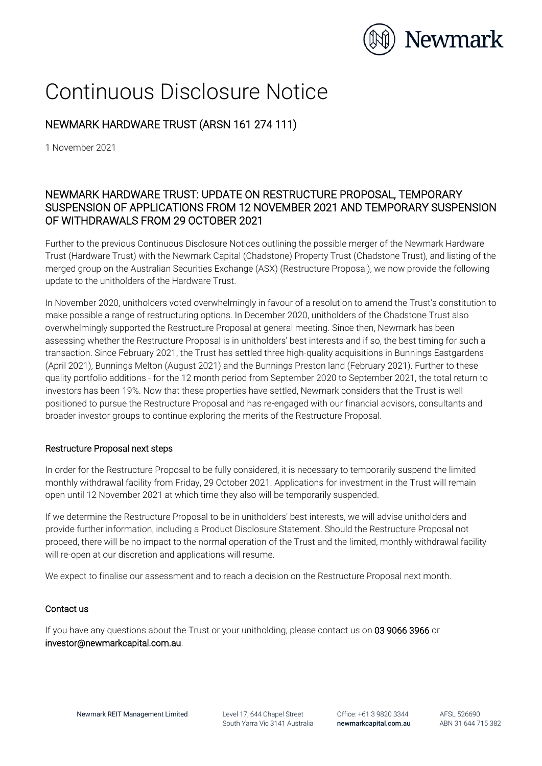# Continuous Disclosure Notice

## NEWMARK HARDWARE TRUST (ARSN 161 274 111)

1 November 2021

### NEWMARK HARDWARE TRUST: UPDATE ON RESTRUCTURE PROPOSAL, TEMPORARY SUSPENSION OF APPLICATIONS FROM 12 NOVEMBER 2021 AND TEMPORARY SUSPENSION OF WITHDRAWALS FROM 29 OCTOBER 2021

Further to the previous Continuous Disclosure Notices outlining the possible merger of the Newmark Hardware Trust (Hardware Trust) with the Newmark Capital (Chadstone) Property Trust (Chadstone Trust), and listing of the merged group on the Australian Securities Exchange (ASX) (Restructure Proposal), we now provide the following update to the unitholders of the Hardware Trust.

In November 2020, unitholders voted overwhelmingly in favour of a resolution to amend the Trust's constitution to make possible a range of restructuring options. In December 2020, unitholders of the Chadstone Trust also overwhelmingly supported the Restructure Proposal at general meeting. Since then, Newmark has been assessing whether the Restructure Proposal is in unitholders' best interests and if so, the best timing for such a transaction. Since February 2021, the Trust has settled three high-quality acquisitions in Bunnings Eastgardens (April 2021), Bunnings Melton (August 2021) and the Bunnings Preston land (February 2021). Further to these quality portfolio additions - for the 12 month period from September 2020 to September 2021, the total return to investors has been 19%. Now that these properties have settled, Newmark considers that the Trust is well positioned to pursue the Restructure Proposal and has re-engaged with our financial advisors, consultants and broader investor groups to continue exploring the merits of the Restructure Proposal.

#### Restructure Proposal next steps

In order for the Restructure Proposal to be fully considered, it is necessary to temporarily suspend the limited monthly withdrawal facility from Friday, 29 October 2021. Applications for investment in the Trust will remain open until 12 November 2021 at which time they also will be temporarily suspended.

If we determine the Restructure Proposal to be in unitholders' best interests, we will advise unitholders and provide further information, including a Product Disclosure Statement. Should the Restructure Proposal not proceed, there will be no impact to the normal operation of the Trust and the limited, monthly withdrawal facility will re-open at our discretion and applications will resume.

We expect to finalise our assessment and to reach a decision on the Restructure Proposal next month.

#### Contact us

If you have any questions about the Trust or your unitholding, please contact us on **03 9066 3966** or **investor@newmarkcapital.com.au**.

Newmark REIT Management Limited | Level 17, 644 Chapel Street, South Yarra Vic 3141 Australia | Office: +61 3 9820 3344 | newmarkcapital.com.au | AFSL 526690 | ABN 31 644 715 382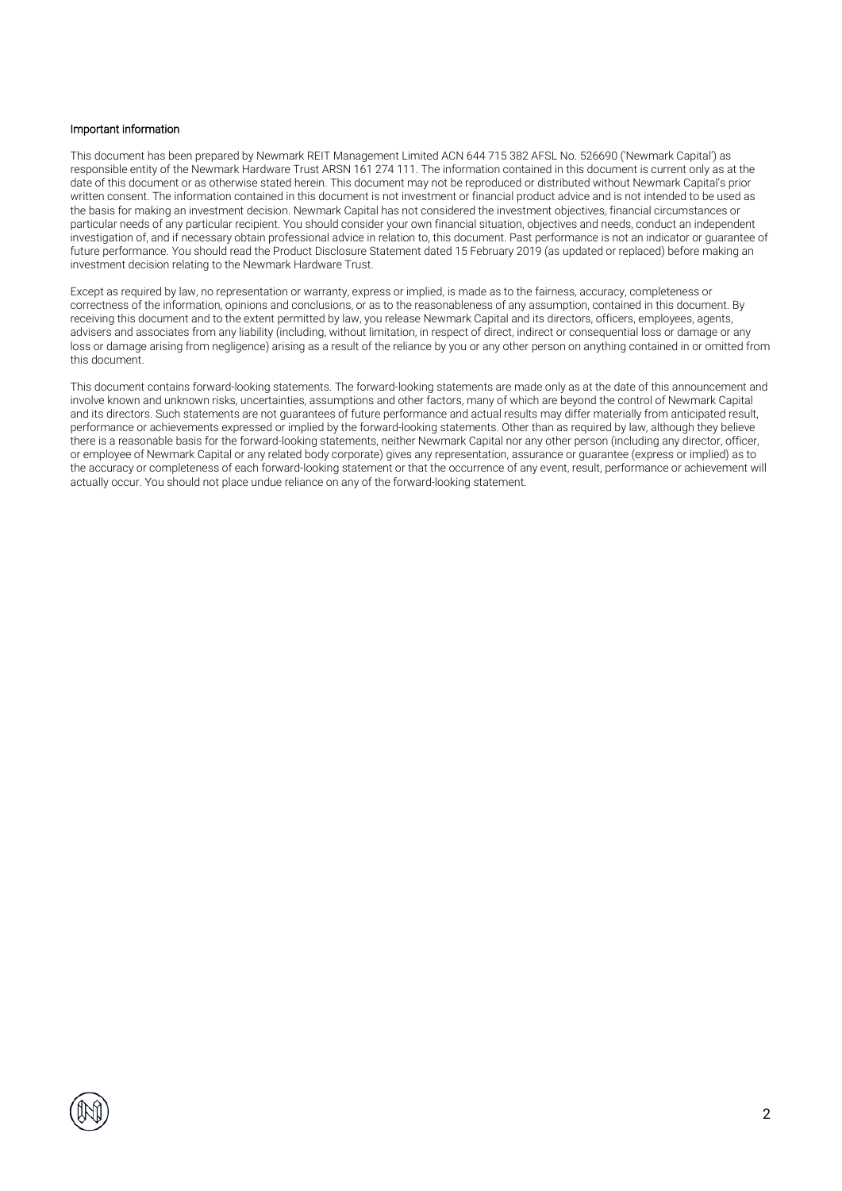### Important information

This document has been prepared by Newmark REIT Management Limited ACN 644 715 382 AFSL No. 526690 ('Newmark Capital') as responsible entity of the Newmark Hardware Trust ARSN 161 274 111. The information contained in this document is current only as at the date of this document or as otherwise stated herein. This document may not be reproduced or distributed without Newmark Capital's prior written consent. The information contained in this document is not investment or financial product advice and is not intended to be used as the basis for making an investment decision. Newmark Capital has not considered the investment objectives, financial circumstances or particular needs of any particular recipient. You should consider your own financial situation, objectives and needs, conduct an independent investigation of, and if necessary obtain professional advice in relation to, this document. Past performance is not an indicator or guarantee of future performance. You should read the Product Disclosure Statement dated 15 February 2019 (as updated or replaced) before making an investment decision relating to the Newmark Hardware Trust.

Except as required by law, no representation or warranty, express or implied, is made as to the fairness, accuracy, completeness or correctness of the information, opinions and conclusions, or as to the reasonableness of any assumption, contained in this document. By receiving this document and to the extent permitted by law, you release Newmark Capital and its directors, officers, employees, agents, advisers and associates from any liability (including, without limitation, in respect of direct, indirect or consequential loss or damage or any loss or damage arising from negligence) arising as a result of the reliance by you or any other person on anything contained in or omitted from this document.

This document contains forward-looking statements. The forward-looking statements are made only as at the date of this announcement and involve known and unknown risks, uncertainties, assumptions and other factors, many of which are beyond the control of Newmark Capital and its directors. Such statements are not guarantees of future performance and actual results may differ materially from anticipated result, performance or achievements expressed or implied by the forward-looking statements. Other than as required by law, although they believe there is a reasonable basis for the forward-looking statements, neither Newmark Capital nor any other person (including any director, officer, or employee of Newmark Capital or any related body corporate) gives any representation, assurance or guarantee (express or implied) as to the accuracy or completeness of each forward-looking statement or that the occurrence of any event, result, performance or achievement will actually occur. You should not place undue reliance on any of the forward-looking statement.